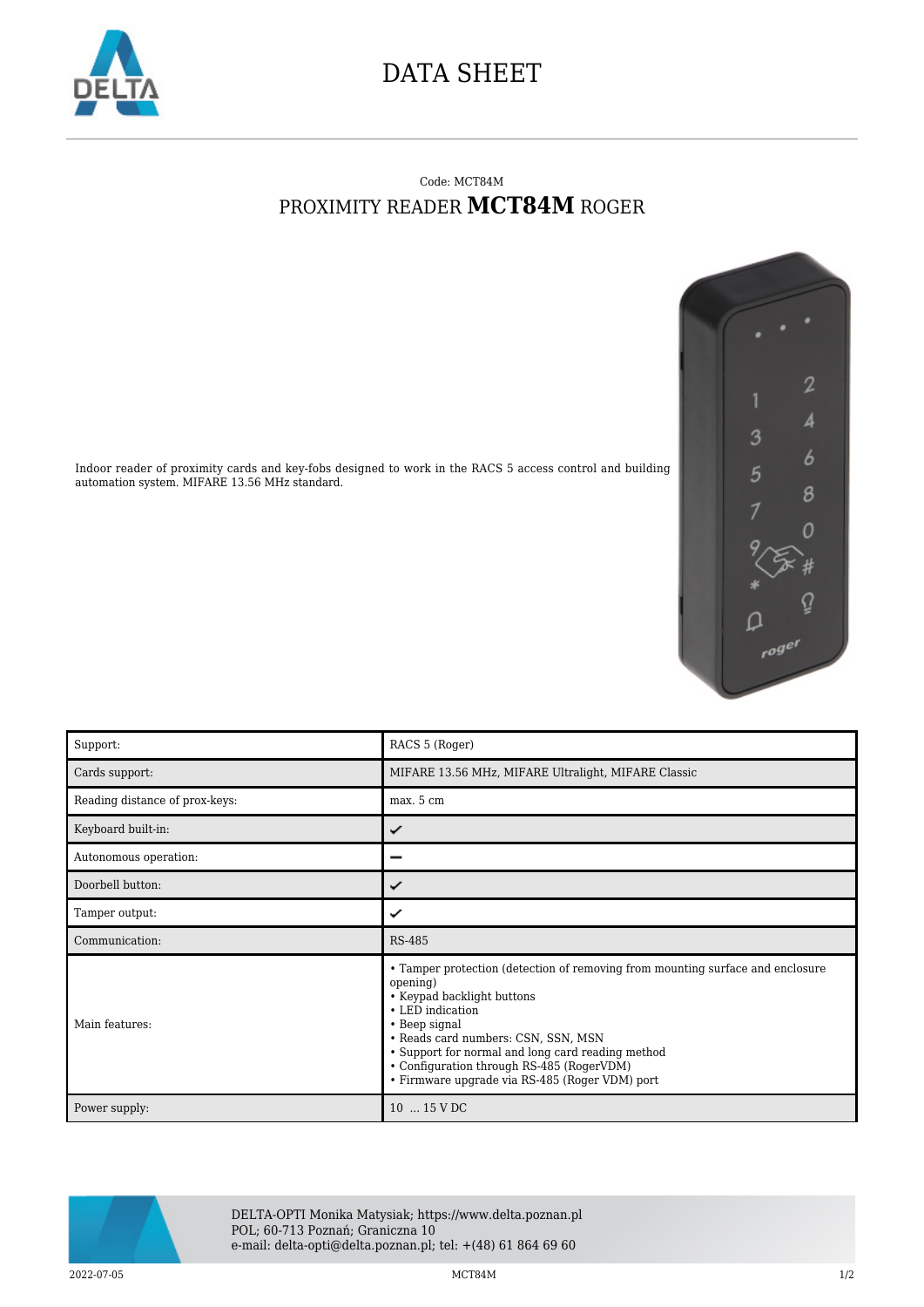# DATA SHEET

Code: MCT84M

## PROXIMITY READER **MCT84M** ROGER

Indoor reader of proximity cards and key-fobs designed to work in the RACS 5 access control and building automation system. MIFARE 13.56 MHz standard.

| | |
|---|---|
| Support: | RACS 5 (Roger) |
| Cards support: | MIFARE 13.56 MHz, MIFARE Ultralight, MIFARE Classic |
| Reading distance of prox-keys: | max. 5 cm |
| Keyboard built-in: | ✔ |
| Autonomous operation: | – |
| Doorbell button: | ✔ |
| Tamper output: | ✔ |
| Communication: | RS-485 |
| Main features: | • Tamper protection (detection of removing from mounting surface and enclosure opening)<br>• Keypad backlight buttons<br>• LED indication<br>• Beep signal<br>• Reads card numbers: CSN, SSN, MSN<br>• Support for normal and long card reading method<br>• Configuration through RS-485 (RogerVDM)<br>• Firmware upgrade via RS-485 (Roger VDM) port |
| Power supply: | 10 ... 15 V DC |

DELTA-OPTI Monika Matysiak; https://www.delta.poznan.pl
POL; 60-713 Poznań; Graniczna 10
e-mail: delta-opti@delta.poznan.pl; tel: +(48) 61 864 69 60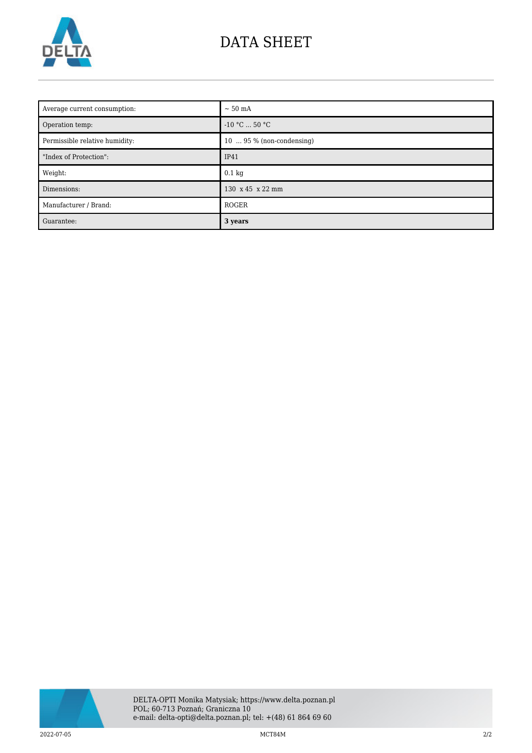# DATA SHEET

| | |
|---|---|
| Average current consumption: | ~ 50 mA |
| Operation temp: | -10 °C ... 50 °C |
| Permissible relative humidity: | 10 ... 95 % (non-condensing) |
| "Index of Protection": | IP41 |
| Weight: | 0.1 kg |
| Dimensions: | 130 x 45 x 22 mm |
| Manufacturer / Brand: | ROGER |
| Guarantee: | **3 years** |

DELTA-OPTI Monika Matysiak; https://www.delta.poznan.pl
POL; 60-713 Poznań; Graniczna 10
e-mail: delta-opti@delta.poznan.pl; tel: +(48) 61 864 69 60

2022-07-05 MCT84M